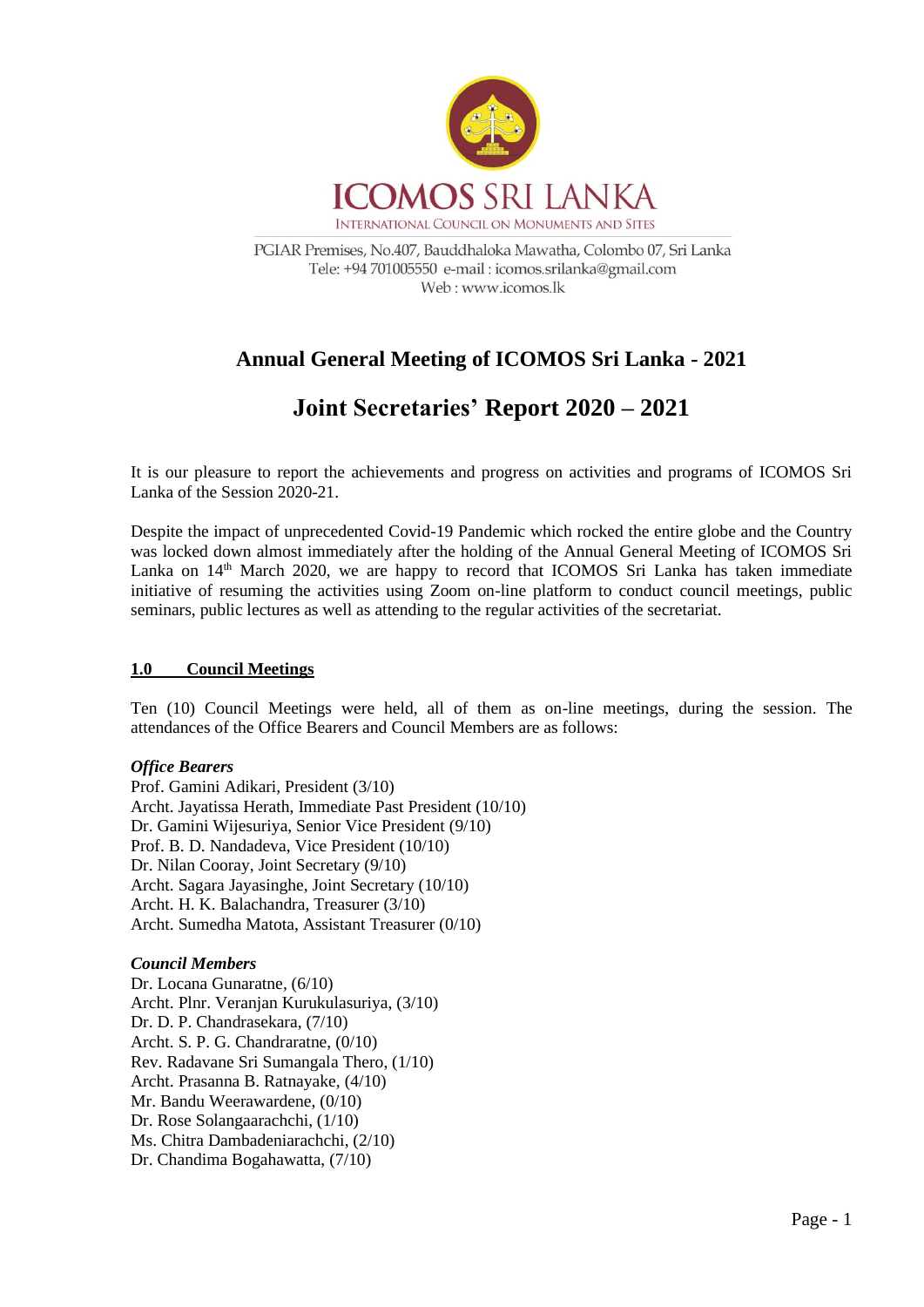# ICOMOS SRI LANKA

INTERNATIONAL COUNCIL ON MONUMENTS AND SITES

PGIAR Premises, No.407, Bauddhaloka Mawatha, Colombo 07, Sri Lanka
Tele: +94 701005550 e-mail : icomos.srilanka@gmail.com
Web : www.icomos.lk

## Annual General Meeting of ICOMOS Sri Lanka - 2021

## Joint Secretaries' Report 2020 – 2021

It is our pleasure to report the achievements and progress on activities and programs of ICOMOS Sri Lanka of the Session 2020-21.

Despite the impact of unprecedented Covid-19 Pandemic which rocked the entire globe and the Country was locked down almost immediately after the holding of the Annual General Meeting of ICOMOS Sri Lanka on 14th March 2020, we are happy to record that ICOMOS Sri Lanka has taken immediate initiative of resuming the activities using Zoom on-line platform to conduct council meetings, public seminars, public lectures as well as attending to the regular activities of the secretariat.

### 1.0 Council Meetings

Ten (10) Council Meetings were held, all of them as on-line meetings, during the session. The attendances of the Office Bearers and Council Members are as follows:

***Office Bearers***

Prof. Gamini Adikari, President (3/10)
Archt. Jayatissa Herath, Immediate Past President (10/10)
Dr. Gamini Wijesuriya, Senior Vice President (9/10)
Prof. B. D. Nandadeva, Vice President (10/10)
Dr. Nilan Cooray, Joint Secretary (9/10)
Archt. Sagara Jayasinghe, Joint Secretary (10/10)
Archt. H. K. Balachandra, Treasurer (3/10)
Archt. Sumedha Matota, Assistant Treasurer (0/10)

***Council Members***

Dr. Locana Gunaratne, (6/10)
Archt. Plnr. Veranjan Kurukulasuriya, (3/10)
Dr. D. P. Chandrasekara, (7/10)
Archt. S. P. G. Chandraratne, (0/10)
Rev. Radavane Sri Sumangala Thero, (1/10)
Archt. Prasanna B. Ratnayake, (4/10)
Mr. Bandu Weerawardene, (0/10)
Dr. Rose Solangaarachchi, (1/10)
Ms. Chitra Dambadeniarachchi, (2/10)
Dr. Chandima Bogahawatta, (7/10)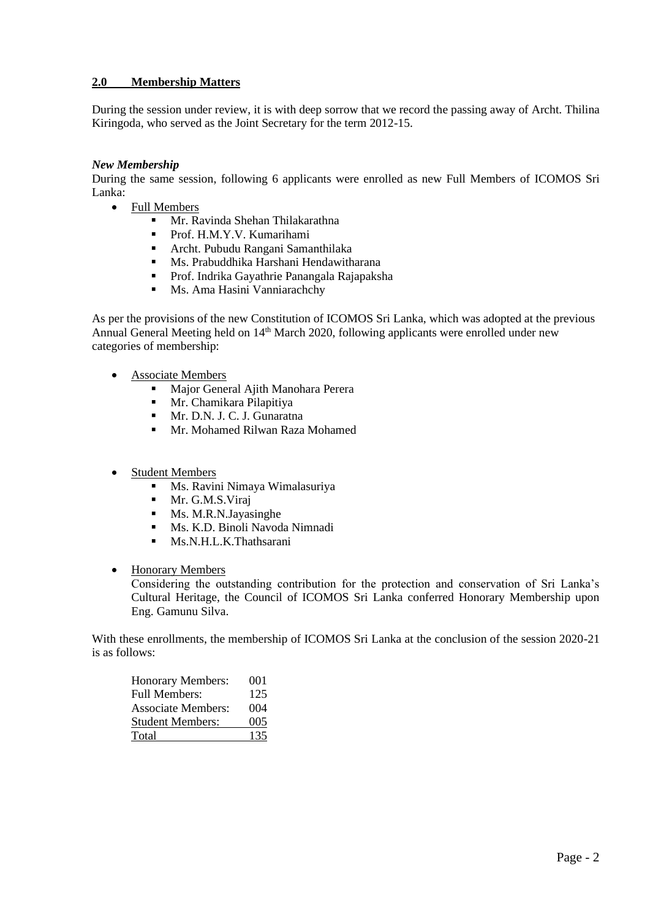## 2.0 Membership Matters

During the session under review, it is with deep sorrow that we record the passing away of Archt. Thilina Kiringoda, who served as the Joint Secretary for the term 2012-15.

***New Membership***

During the same session, following 6 applicants were enrolled as new Full Members of ICOMOS Sri Lanka:

- Full Members
  - Mr. Ravinda Shehan Thilakarathna
  - Prof. H.M.Y.V. Kumarihami
  - Archt. Pubudu Rangani Samanthilaka
  - Ms. Prabuddhika Harshani Hendawitharana
  - Prof. Indrika Gayathrie Panangala Rajapaksha
  - Ms. Ama Hasini Vanniarachchy

As per the provisions of the new Constitution of ICOMOS Sri Lanka, which was adopted at the previous Annual General Meeting held on 14th March 2020, following applicants were enrolled under new categories of membership:

- Associate Members
  - Major General Ajith Manohara Perera
  - Mr. Chamikara Pilapitiya
  - Mr. D.N. J. C. J. Gunaratna
  - Mr. Mohamed Rilwan Raza Mohamed

- Student Members
  - Ms. Ravini Nimaya Wimalasuriya
  - Mr. G.M.S.Viraj
  - Ms. M.R.N.Jayasinghe
  - Ms. K.D. Binoli Navoda Nimnadi
  - Ms.N.H.L.K.Thathsarani

- Honorary Members

  Considering the outstanding contribution for the protection and conservation of Sri Lanka's Cultural Heritage, the Council of ICOMOS Sri Lanka conferred Honorary Membership upon Eng. Gamunu Silva.

With these enrollments, the membership of ICOMOS Sri Lanka at the conclusion of the session 2020-21 is as follows:

| | |
|---|---|
| Honorary Members: | 001 |
| Full Members: | 125 |
| Associate Members: | 004 |
| Student Members: | 005 |
| Total | 135 |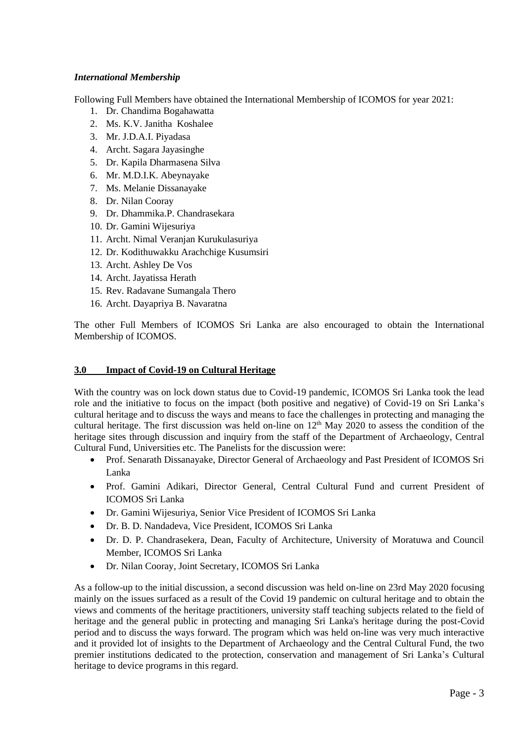***International Membership***

Following Full Members have obtained the International Membership of ICOMOS for year 2021:

1. Dr. Chandima Bogahawatta
2. Ms. K.V. Janitha Koshalee
3. Mr. J.D.A.I. Piyadasa
4. Archt. Sagara Jayasinghe
5. Dr. Kapila Dharmasena Silva
6. Mr. M.D.I.K. Abeynayake
7. Ms. Melanie Dissanayake
8. Dr. Nilan Cooray
9. Dr. Dhammika.P. Chandrasekara
10. Dr. Gamini Wijesuriya
11. Archt. Nimal Veranjan Kurukulasuriya
12. Dr. Kodithuwakku Arachchige Kusumsiri
13. Archt. Ashley De Vos
14. Archt. Jayatissa Herath
15. Rev. Radavane Sumangala Thero
16. Archt. Dayapriya B. Navaratna

The other Full Members of ICOMOS Sri Lanka are also encouraged to obtain the International Membership of ICOMOS.

## 3.0 Impact of Covid-19 on Cultural Heritage

With the country was on lock down status due to Covid-19 pandemic, ICOMOS Sri Lanka took the lead role and the initiative to focus on the impact (both positive and negative) of Covid-19 on Sri Lanka's cultural heritage and to discuss the ways and means to face the challenges in protecting and managing the cultural heritage. The first discussion was held on-line on 12th May 2020 to assess the condition of the heritage sites through discussion and inquiry from the staff of the Department of Archaeology, Central Cultural Fund, Universities etc. The Panelists for the discussion were:

- Prof. Senarath Dissanayake, Director General of Archaeology and Past President of ICOMOS Sri Lanka
- Prof. Gamini Adikari, Director General, Central Cultural Fund and current President of ICOMOS Sri Lanka
- Dr. Gamini Wijesuriya, Senior Vice President of ICOMOS Sri Lanka
- Dr. B. D. Nandadeva, Vice President, ICOMOS Sri Lanka
- Dr. D. P. Chandrasekera, Dean, Faculty of Architecture, University of Moratuwa and Council Member, ICOMOS Sri Lanka
- Dr. Nilan Cooray, Joint Secretary, ICOMOS Sri Lanka

As a follow-up to the initial discussion, a second discussion was held on-line on 23rd May 2020 focusing mainly on the issues surfaced as a result of the Covid 19 pandemic on cultural heritage and to obtain the views and comments of the heritage practitioners, university staff teaching subjects related to the field of heritage and the general public in protecting and managing Sri Lanka's heritage during the post-Covid period and to discuss the ways forward. The program which was held on-line was very much interactive and it provided lot of insights to the Department of Archaeology and the Central Cultural Fund, the two premier institutions dedicated to the protection, conservation and management of Sri Lanka's Cultural heritage to device programs in this regard.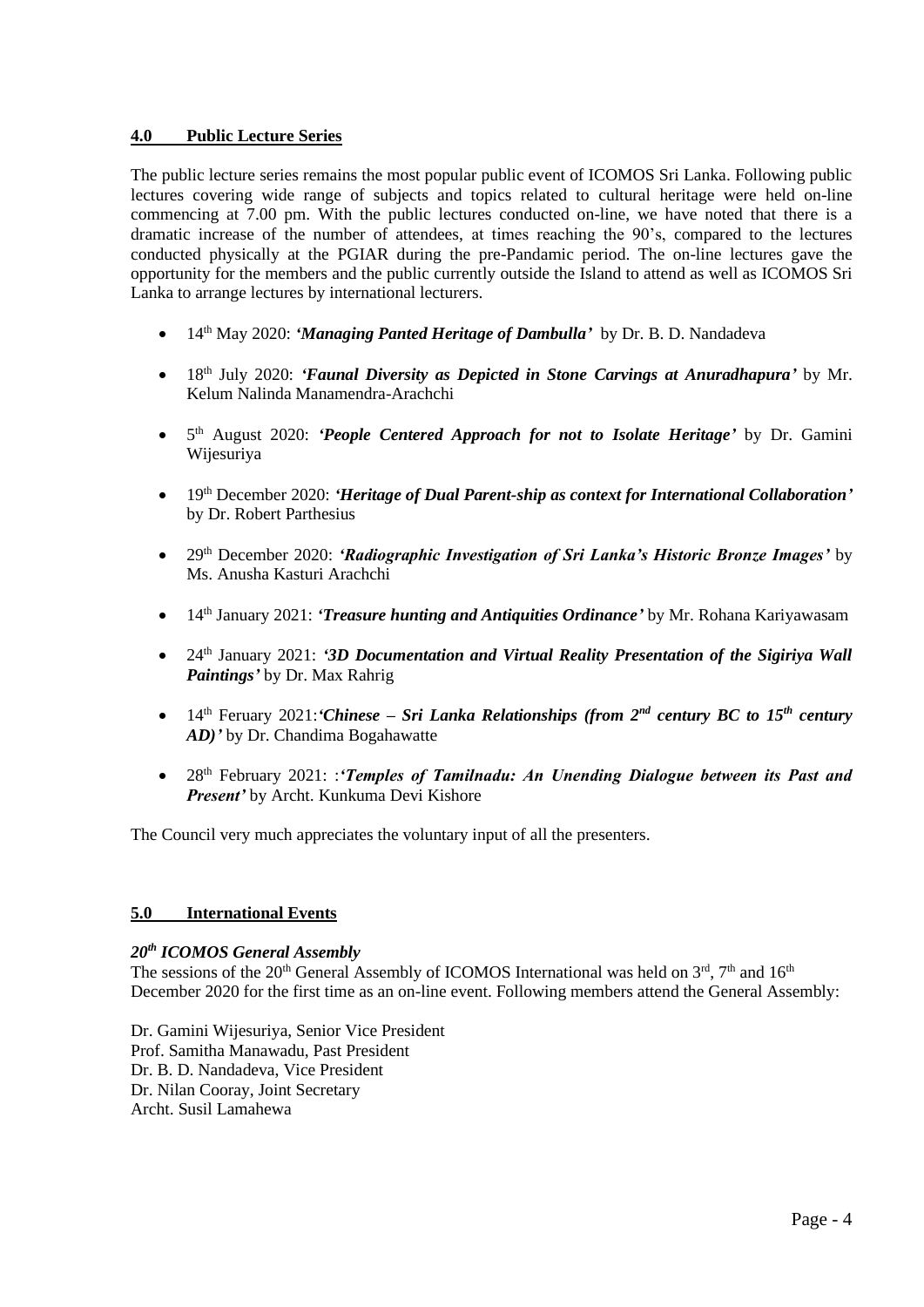## 4.0 Public Lecture Series

The public lecture series remains the most popular public event of ICOMOS Sri Lanka. Following public lectures covering wide range of subjects and topics related to cultural heritage were held on-line commencing at 7.00 pm. With the public lectures conducted on-line, we have noted that there is a dramatic increase of the number of attendees, at times reaching the 90's, compared to the lectures conducted physically at the PGIAR during the pre-Pandamic period. The on-line lectures gave the opportunity for the members and the public currently outside the Island to attend as well as ICOMOS Sri Lanka to arrange lectures by international lecturers.

- 14th May 2020: ***'Managing Panted Heritage of Dambulla'*** by Dr. B. D. Nandadeva
- 18th July 2020: ***'Faunal Diversity as Depicted in Stone Carvings at Anuradhapura'*** by Mr. Kelum Nalinda Manamendra-Arachchi
- 5th August 2020: ***'People Centered Approach for not to Isolate Heritage'*** by Dr. Gamini Wijesuriya
- 19th December 2020: ***'Heritage of Dual Parent-ship as context for International Collaboration'*** by Dr. Robert Parthesius
- 29th December 2020: ***'Radiographic Investigation of Sri Lanka's Historic Bronze Images'*** by Ms. Anusha Kasturi Arachchi
- 14th January 2021: ***'Treasure hunting and Antiquities Ordinance'*** by Mr. Rohana Kariyawasam
- 24th January 2021: ***'3D Documentation and Virtual Reality Presentation of the Sigiriya Wall Paintings'*** by Dr. Max Rahrig
- 14th Feruary 2021:***'Chinese – Sri Lanka Relationships (from 2nd century BC to 15th century AD)'*** by Dr. Chandima Bogahawatte
- 28th February 2021: :***'Temples of Tamilnadu: An Unending Dialogue between its Past and Present'*** by Archt. Kunkuma Devi Kishore

The Council very much appreciates the voluntary input of all the presenters.

## 5.0 International Events

***20th ICOMOS General Assembly***

The sessions of the 20th General Assembly of ICOMOS International was held on 3rd, 7th and 16th December 2020 for the first time as an on-line event. Following members attend the General Assembly:

Dr. Gamini Wijesuriya, Senior Vice President
Prof. Samitha Manawadu, Past President
Dr. B. D. Nandadeva, Vice President
Dr. Nilan Cooray, Joint Secretary
Archt. Susil Lamahewa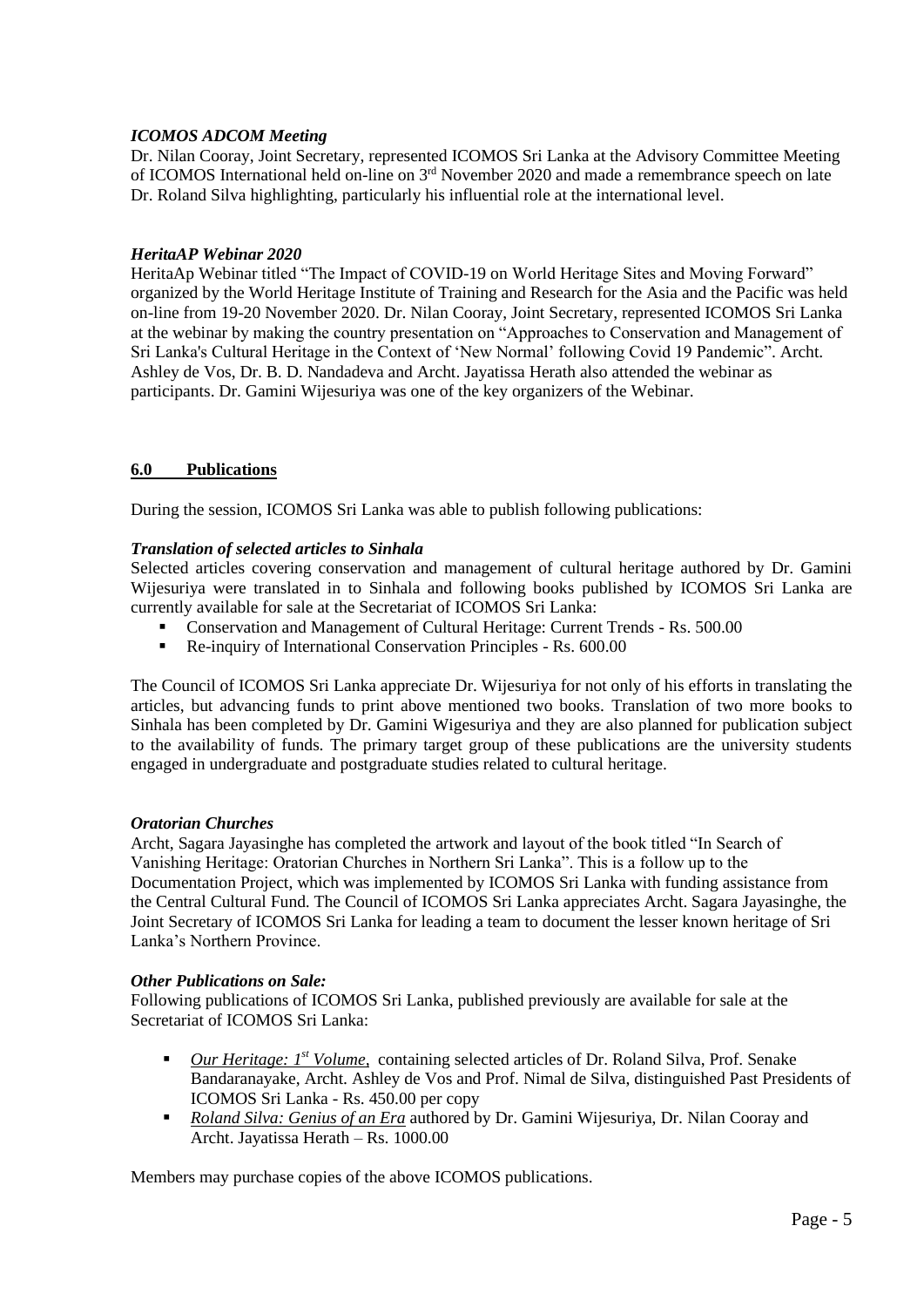### *ICOMOS ADCOM Meeting*

Dr. Nilan Cooray, Joint Secretary, represented ICOMOS Sri Lanka at the Advisory Committee Meeting of ICOMOS International held on-line on 3rd November 2020 and made a remembrance speech on late Dr. Roland Silva highlighting, particularly his influential role at the international level.

### *HeritaAP Webinar 2020*

HeritaAp Webinar titled "The Impact of COVID-19 on World Heritage Sites and Moving Forward" organized by the World Heritage Institute of Training and Research for the Asia and the Pacific was held on-line from 19-20 November 2020. Dr. Nilan Cooray, Joint Secretary, represented ICOMOS Sri Lanka at the webinar by making the country presentation on "Approaches to Conservation and Management of Sri Lanka's Cultural Heritage in the Context of 'New Normal' following Covid 19 Pandemic". Archt. Ashley de Vos, Dr. B. D. Nandadeva and Archt. Jayatissa Herath also attended the webinar as participants. Dr. Gamini Wijesuriya was one of the key organizers of the Webinar.

## **6.0 Publications**

During the session, ICOMOS Sri Lanka was able to publish following publications:

### *Translation of selected articles to Sinhala*

Selected articles covering conservation and management of cultural heritage authored by Dr. Gamini Wijesuriya were translated in to Sinhala and following books published by ICOMOS Sri Lanka are currently available for sale at the Secretariat of ICOMOS Sri Lanka:

- Conservation and Management of Cultural Heritage: Current Trends - Rs. 500.00
- Re-inquiry of International Conservation Principles - Rs. 600.00

The Council of ICOMOS Sri Lanka appreciate Dr. Wijesuriya for not only of his efforts in translating the articles, but advancing funds to print above mentioned two books. Translation of two more books to Sinhala has been completed by Dr. Gamini Wigesuriya and they are also planned for publication subject to the availability of funds. The primary target group of these publications are the university students engaged in undergraduate and postgraduate studies related to cultural heritage.

### *Oratorian Churches*

Archt, Sagara Jayasinghe has completed the artwork and layout of the book titled "In Search of Vanishing Heritage: Oratorian Churches in Northern Sri Lanka". This is a follow up to the Documentation Project, which was implemented by ICOMOS Sri Lanka with funding assistance from the Central Cultural Fund. The Council of ICOMOS Sri Lanka appreciates Archt. Sagara Jayasinghe, the Joint Secretary of ICOMOS Sri Lanka for leading a team to document the lesser known heritage of Sri Lanka's Northern Province.

### *Other Publications on Sale:*

Following publications of ICOMOS Sri Lanka, published previously are available for sale at the Secretariat of ICOMOS Sri Lanka:

- *Our Heritage: 1st Volume*, containing selected articles of Dr. Roland Silva, Prof. Senake Bandaranayake, Archt. Ashley de Vos and Prof. Nimal de Silva, distinguished Past Presidents of ICOMOS Sri Lanka - Rs. 450.00 per copy
- *Roland Silva: Genius of an Era* authored by Dr. Gamini Wijesuriya, Dr. Nilan Cooray and Archt. Jayatissa Herath – Rs. 1000.00

Members may purchase copies of the above ICOMOS publications.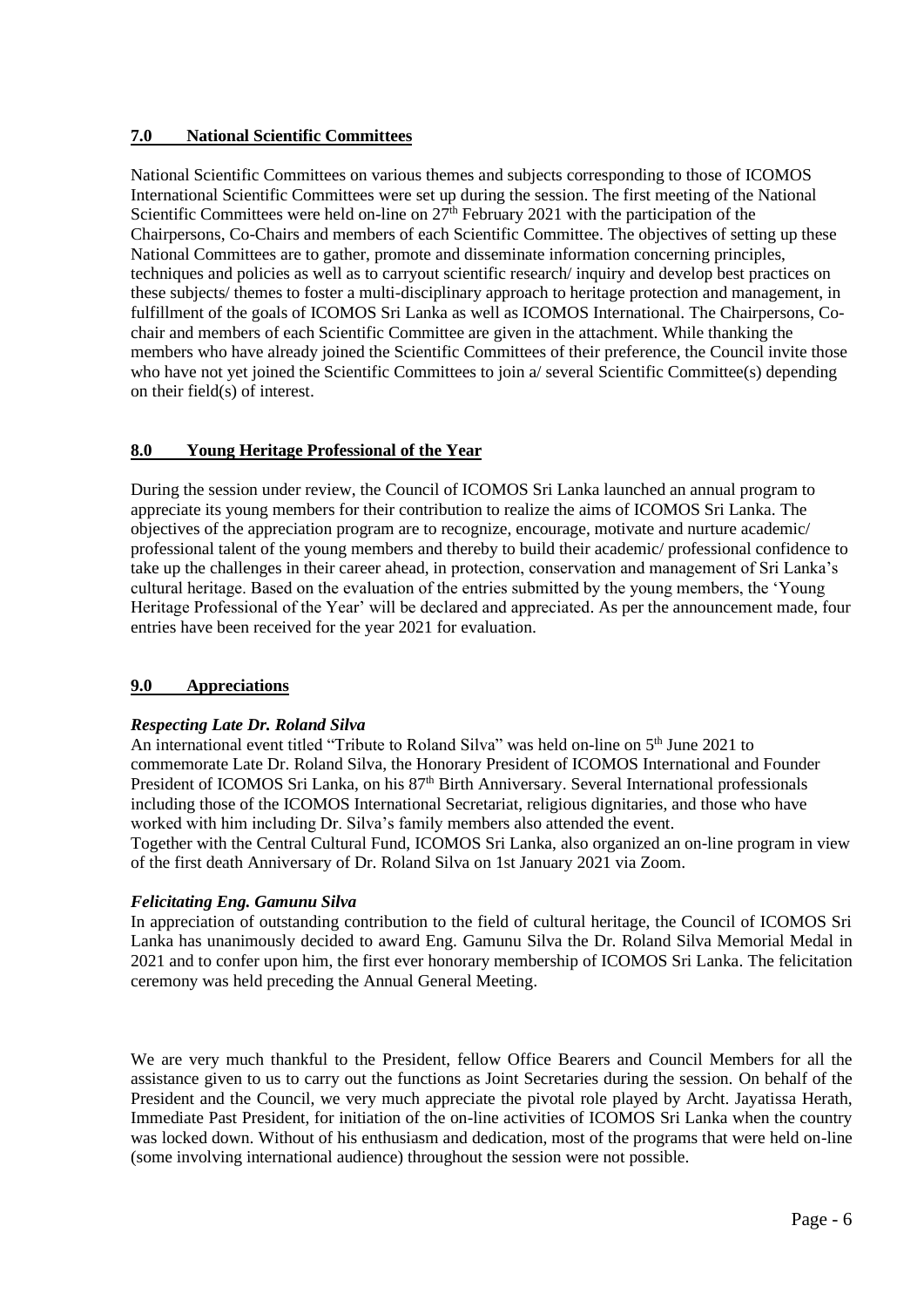## 7.0 National Scientific Committees

National Scientific Committees on various themes and subjects corresponding to those of ICOMOS International Scientific Committees were set up during the session. The first meeting of the National Scientific Committees were held on-line on 27th February 2021 with the participation of the Chairpersons, Co-Chairs and members of each Scientific Committee. The objectives of setting up these National Committees are to gather, promote and disseminate information concerning principles, techniques and policies as well as to carryout scientific research/ inquiry and develop best practices on these subjects/ themes to foster a multi-disciplinary approach to heritage protection and management, in fulfillment of the goals of ICOMOS Sri Lanka as well as ICOMOS International. The Chairpersons, Co-chair and members of each Scientific Committee are given in the attachment. While thanking the members who have already joined the Scientific Committees of their preference, the Council invite those who have not yet joined the Scientific Committees to join a/ several Scientific Committee(s) depending on their field(s) of interest.

## 8.0 Young Heritage Professional of the Year

During the session under review, the Council of ICOMOS Sri Lanka launched an annual program to appreciate its young members for their contribution to realize the aims of ICOMOS Sri Lanka. The objectives of the appreciation program are to recognize, encourage, motivate and nurture academic/ professional talent of the young members and thereby to build their academic/ professional confidence to take up the challenges in their career ahead, in protection, conservation and management of Sri Lanka's cultural heritage. Based on the evaluation of the entries submitted by the young members, the 'Young Heritage Professional of the Year' will be declared and appreciated. As per the announcement made, four entries have been received for the year 2021 for evaluation.

## 9.0 Appreciations

***Respecting Late Dr. Roland Silva***

An international event titled "Tribute to Roland Silva" was held on-line on 5th June 2021 to commemorate Late Dr. Roland Silva, the Honorary President of ICOMOS International and Founder President of ICOMOS Sri Lanka, on his 87th Birth Anniversary. Several International professionals including those of the ICOMOS International Secretariat, religious dignitaries, and those who have worked with him including Dr. Silva's family members also attended the event.
Together with the Central Cultural Fund, ICOMOS Sri Lanka, also organized an on-line program in view of the first death Anniversary of Dr. Roland Silva on 1st January 2021 via Zoom.

***Felicitating Eng. Gamunu Silva***

In appreciation of outstanding contribution to the field of cultural heritage, the Council of ICOMOS Sri Lanka has unanimously decided to award Eng. Gamunu Silva the Dr. Roland Silva Memorial Medal in 2021 and to confer upon him, the first ever honorary membership of ICOMOS Sri Lanka. The felicitation ceremony was held preceding the Annual General Meeting.

We are very much thankful to the President, fellow Office Bearers and Council Members for all the assistance given to us to carry out the functions as Joint Secretaries during the session. On behalf of the President and the Council, we very much appreciate the pivotal role played by Archt. Jayatissa Herath, Immediate Past President, for initiation of the on-line activities of ICOMOS Sri Lanka when the country was locked down. Without of his enthusiasm and dedication, most of the programs that were held on-line (some involving international audience) throughout the session were not possible.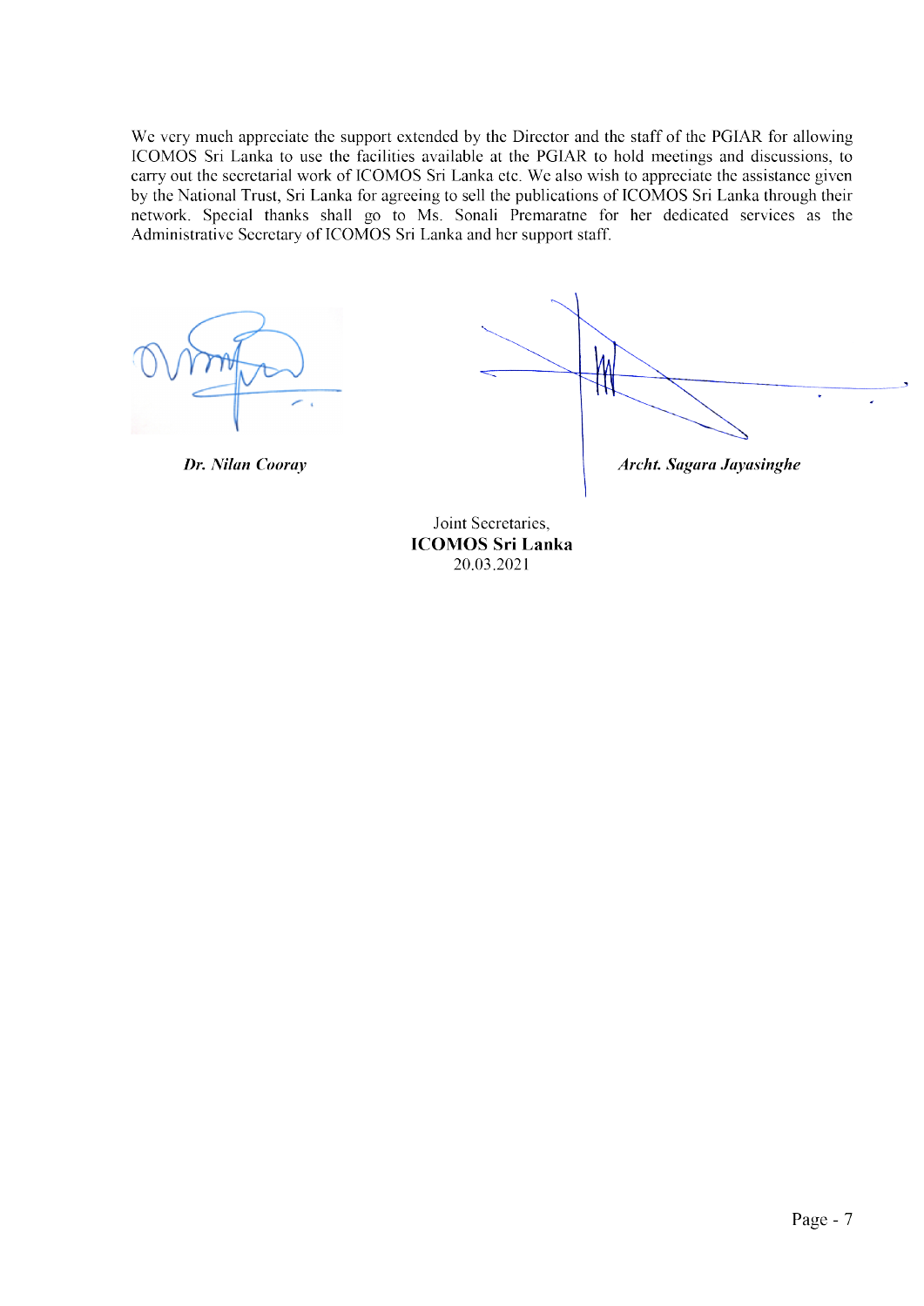We very much appreciate the support extended by the Director and the staff of the PGIAR for allowing ICOMOS Sri Lanka to use the facilities available at the PGIAR to hold meetings and discussions, to carry out the secretarial work of ICOMOS Sri Lanka etc. We also wish to appreciate the assistance given by the National Trust, Sri Lanka for agreeing to sell the publications of ICOMOS Sri Lanka through their network. Special thanks shall go to Ms. Sonali Premaratne for her dedicated services as the Administrative Secretary of ICOMOS Sri Lanka and her support staff.

***Dr. Nilan Cooray*** ***Archt. Sagara Jayasinghe***

Joint Secretaries,
**ICOMOS Sri Lanka**
20.03.2021